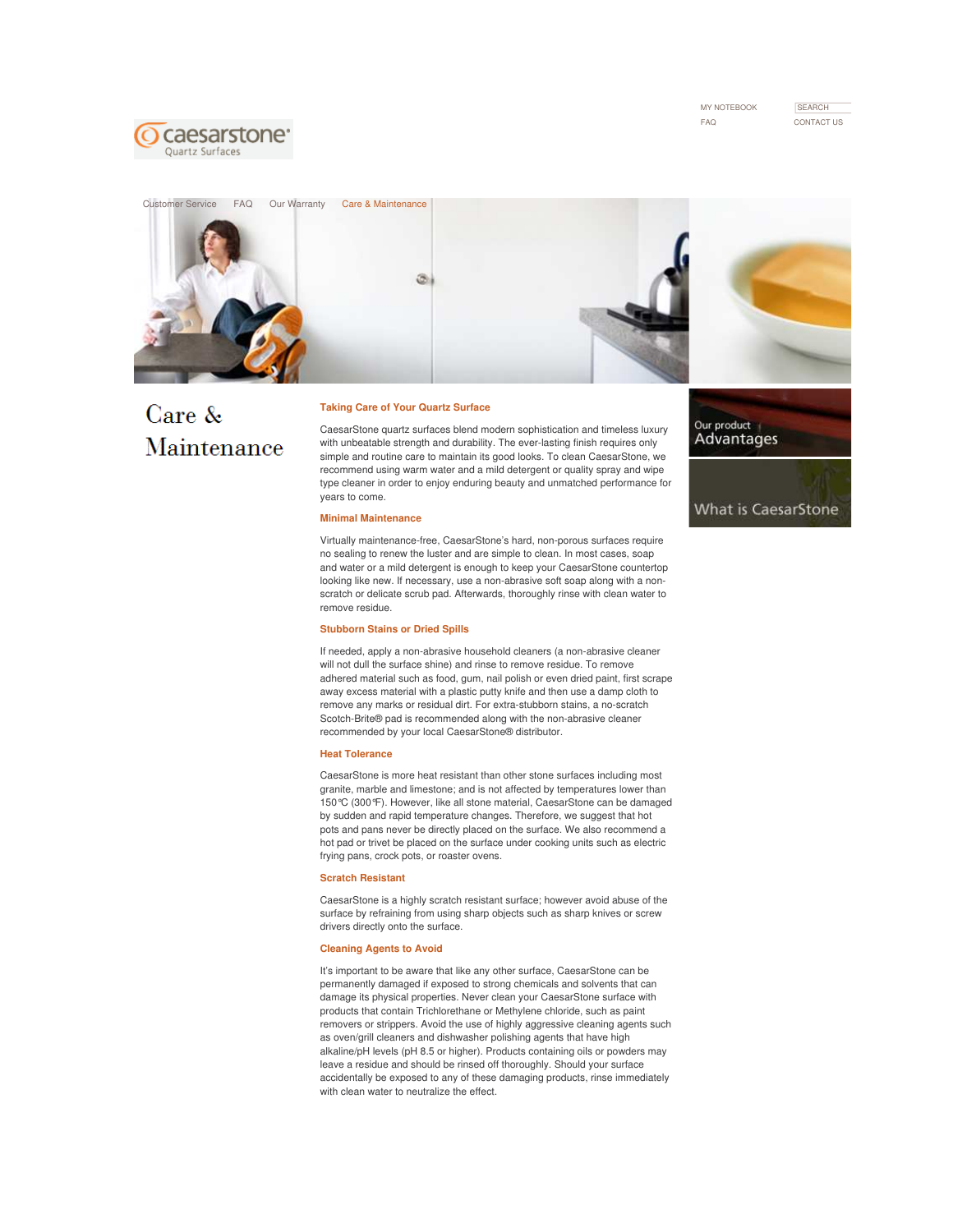MY NOTEBOOK

FAQ

SEARCH

CONTACT US

caesarstone Quartz Surfaces

Customer Service | FAQ | Our Warranty | Care & Maintenance

Our product Advantages

What is CaesarStone

# Care & Maintenance

## Taking Care of Your Quartz Surface

CaesarStone quartz surfaces blend modern sophistication and timeless luxury with unbeatable strength and durability. The ever-lasting finish requires only simple and routine care to maintain its good looks. To clean CaesarStone, we recommend using warm water and a mild detergent or quality spray and wipe type cleaner in order to enjoy enduring beauty and unmatched performance for years to come.

## Minimal Maintenance

Virtually maintenance-free, CaesarStone's hard, non-porous surfaces require no sealing to renew the luster and are simple to clean. In most cases, soap and water or a mild detergent is enough to keep your CaesarStone countertop looking like new. If necessary, use a non-abrasive soft soap along with a non-scratch or delicate scrub pad. Afterwards, thoroughly rinse with clean water to remove residue.

## Stubborn Stains or Dried Spills

If needed, apply a non-abrasive household cleaners (a non-abrasive cleaner will not dull the surface shine) and rinse to remove residue. To remove adhered material such as food, gum, nail polish or even dried paint, first scrape away excess material with a plastic putty knife and then use a damp cloth to remove any marks or residual dirt. For extra-stubborn stains, a no-scratch Scotch-Brite® pad is recommended along with the non-abrasive cleaner recommended by your local CaesarStone® distributor.

## Heat Tolerance

CaesarStone is more heat resistant than other stone surfaces including most granite, marble and limestone; and is not affected by temperatures lower than 150℃ (300℉). However, like all stone material, CaesarStone can be damaged by sudden and rapid temperature changes. Therefore, we suggest that hot pots and pans never be directly placed on the surface. We also recommend a hot pad or trivet be placed on the surface under cooking units such as electric frying pans, crock pots, or roaster ovens.

## Scratch Resistant

CaesarStone is a highly scratch resistant surface; however avoid abuse of the surface by refraining from using sharp objects such as sharp knives or screw drivers directly onto the surface.

## Cleaning Agents to Avoid

It's important to be aware that like any other surface, CaesarStone can be permanently damaged if exposed to strong chemicals and solvents that can damage its physical properties. Never clean your CaesarStone surface with products that contain Trichlorethane or Methylene chloride, such as paint removers or strippers. Avoid the use of highly aggressive cleaning agents such as oven/grill cleaners and dishwasher polishing agents that have high alkaline/pH levels (pH 8.5 or higher). Products containing oils or powders may leave a residue and should be rinsed off thoroughly. Should your surface accidentally be exposed to any of these damaging products, rinse immediately with clean water to neutralize the effect.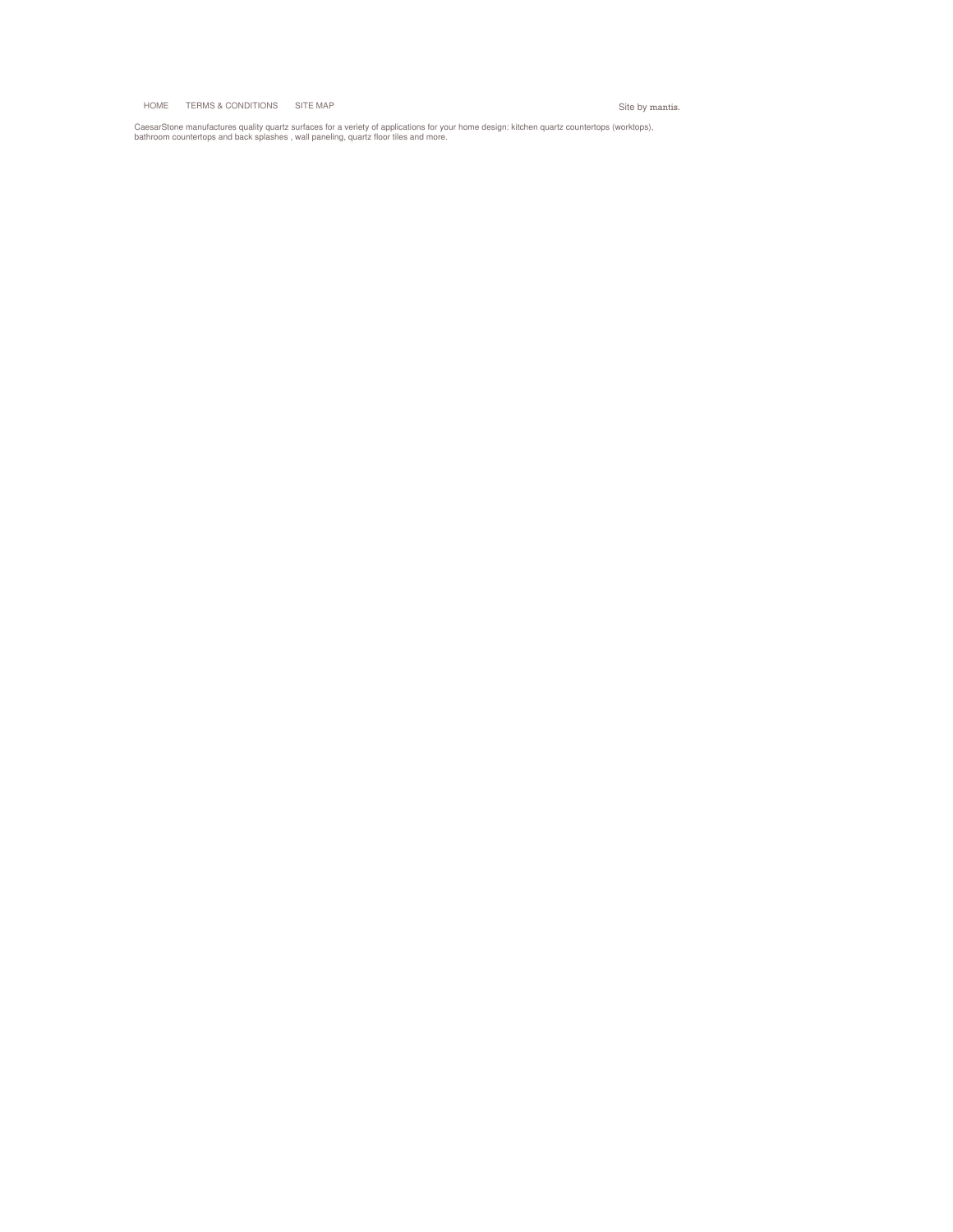HOME TERMS & CONDITIONS SITE MAP

Site by mantis.

CaesarStone manufactures quality quartz surfaces for a veriety of applications for your home design: kitchen quartz countertops (worktops), bathroom countertops and back splashes , wall paneling, quartz floor tiles and more.